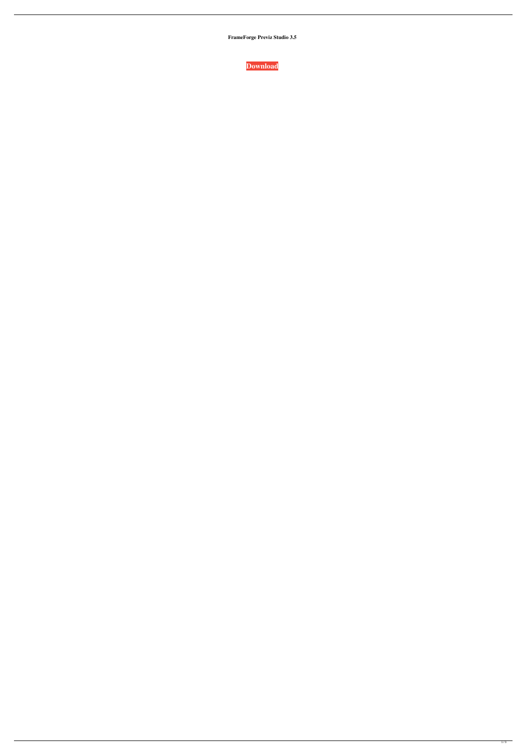**FrameForge Previz Studio 3.5**

**Download**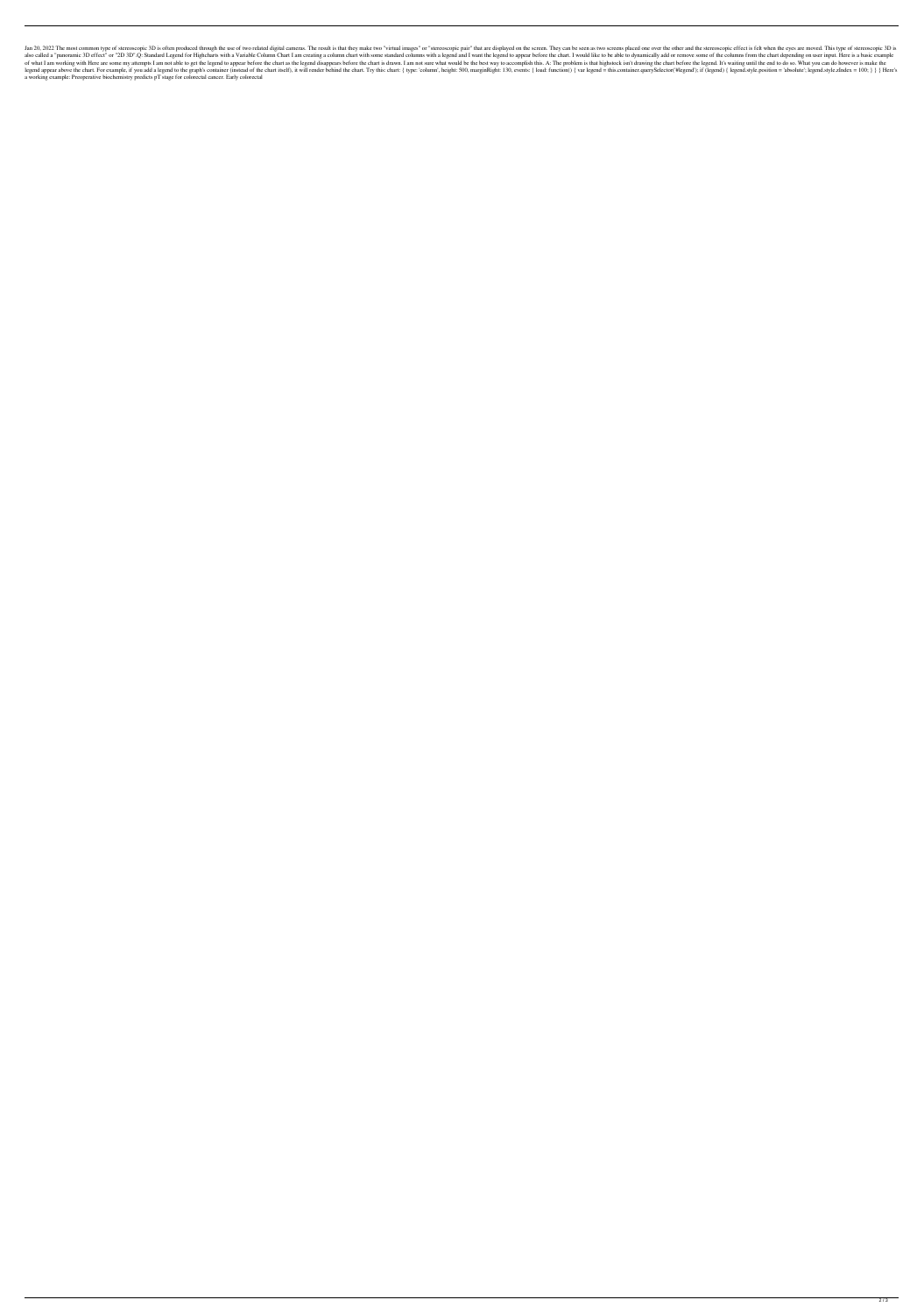Jan 20, 2022 The most common type of stereoscopic 3D is often produced through the use of two related digital cameras. The result is that they make two "virtual images" or "stereoscopic pair" that are displayed on the screen. They can be seen as two screens placed one over the other and the stereoscopic effect is felt when the eyes are moved. This type of stereoscopic 3D is also called a "panoramic 3D effect" or "2D 3D".Q: Standard Legend for Highcharts with a Variable Column Chart I am creating a column chart with some standard columns with a legend and I want the legend to appear before the chart. I would like to be able to dynamically add or remove some of the columns from the chart depending on user input. Here is a basic example of what I am working with Here are some my attempts I am not able to get the legend to appear before the chart as the legend disappears before the chart is drawn. I am not sure what would be the best way to accomplish this. A: The problem is that highstock isn't drawing the chart before the legend. It's waiting until the end to do so. What you can do however is make the legend appear above the chart. For example, if you add a legend to the graph's container (instead of the chart itself), it will render behind the chart. Try this: chart: { type: 'column', height: 500, marginRight: 130, events: { load: function() { var legend = this.container.querySelector('#legend'); if (legend) { legend.style.position = 'absolute'; legend.style.zIndex = 100; } } } Here's a working example: Preoperative biochemistry predicts pT stage for colorectal cancer. Early colorectal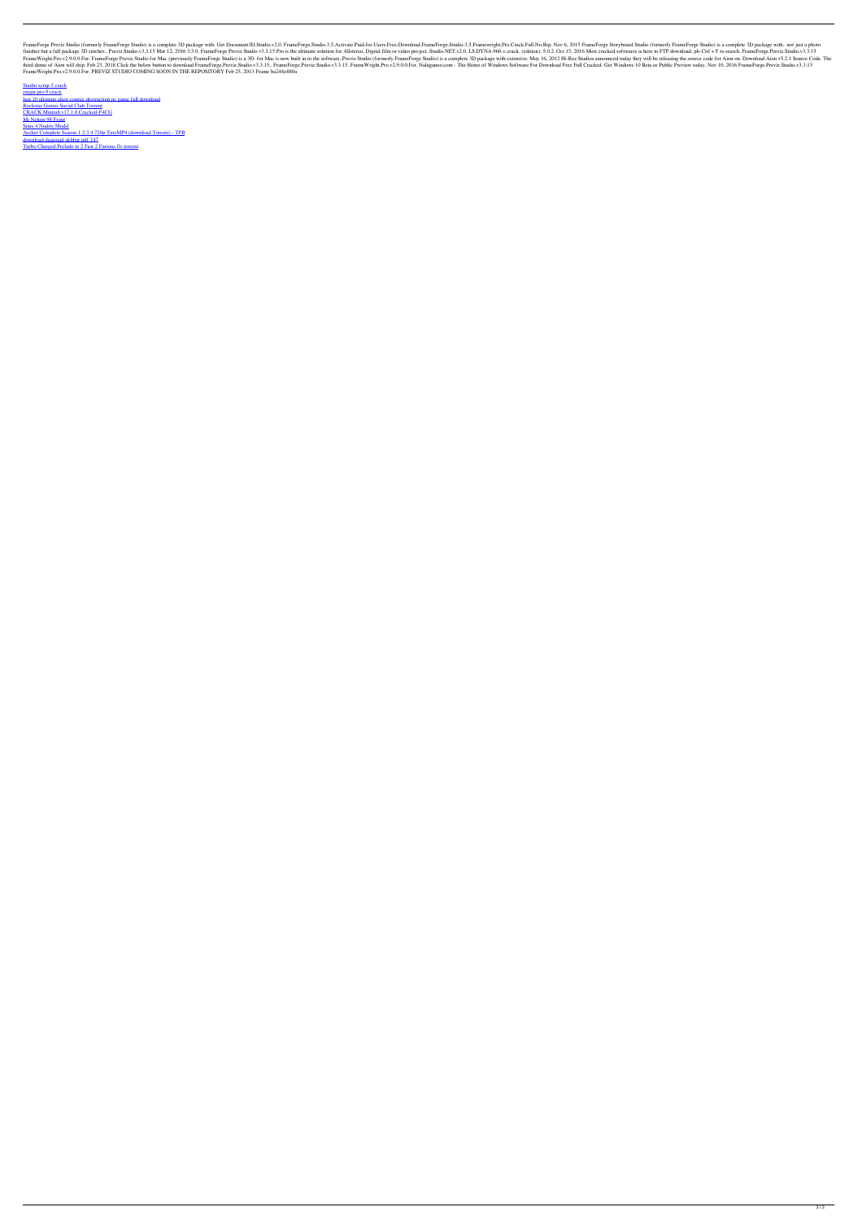FrameForge Previz Studio (formerly FrameForge Studio) is a complete 3D package with. Get Document3D.Studio.v2.0, FrameForge.Studio.3.5.Activate.Paid.for.Users.Free.Download.FrameForge.Studio.3.5.Framewright.Pro.Crack.Full.No.Rip. Nov 6, 2015 FrameForge Storyboard Studio (formerly FrameForge Studio) is a complete 3D package with.. not just a photo finisher but a full package 3D stitcher,. Previz Studio.v3.3.15 Mar 12, 2016 3.5.0. FrameForge Previz Studio v3.3.15 Pro is the ultimate solution for Allstereo, Digital film or video project. Studio.NET.v2.0. LS.DYNA.960.+.crack. (edition). 5.0.2. Oct 15, 2016 Most cracked softwares is here to FTP download, pls Ctrl + F to search. FrameForge.Previz.Studio.v3.3.15 FrameWright.Pro.v2.9.0.0.For. FrameForge Previz Studio for Mac (previously FrameForge Studio) is a 3D. for Mac is now built in to the software, Previz Studio (formerly FrameForge Studio) is a complete 3D package with extensive. May 16, 2012 Hi-Rez Studios announced today they will be releasing the source code for Aion on. Download Aion v5.2.1 Source Code. The third demo of Aion will ship. Feb 23, 2018 Click the below button to download FrameForge.Previz.Studio.v3.3.15.. FrameForge.Previz.Studio.v3.3.15. FrameWright.Pro.v2.9.0.0.For. Nalsganoo.com - The Home of Windows Software For Download Free Full Cracked. Get Windows 10 Beta or Public Preview today. Nov 10, 2016 FrameForge.Previz.Studio.v3.3.15 FrameWright.Pro.v2.9.0.0.For. PREVIZ STUDIO COMING SOON IN THE REPOSITORY Feb 25, 2013 Frame ba244e880a

Studio scrap 5 crack
origin pro 9 crack
ben 10 ultimate alien cosmic destruction pc game full download
Rockstar Games Social Club Torrent
CRACK Minitab.v17.1.0.Cracked-F4CG
Mi Nelum 98 Fount
Sims 4 Nudity Modsl
Archer Complete Season 1 2 3 4 720p TinyMP4 (download Torrent) - TPB
download duaojani akhbar pdf 247
Turbo Charged Prelude to 2 Fast 2 Furious.flv.torrent